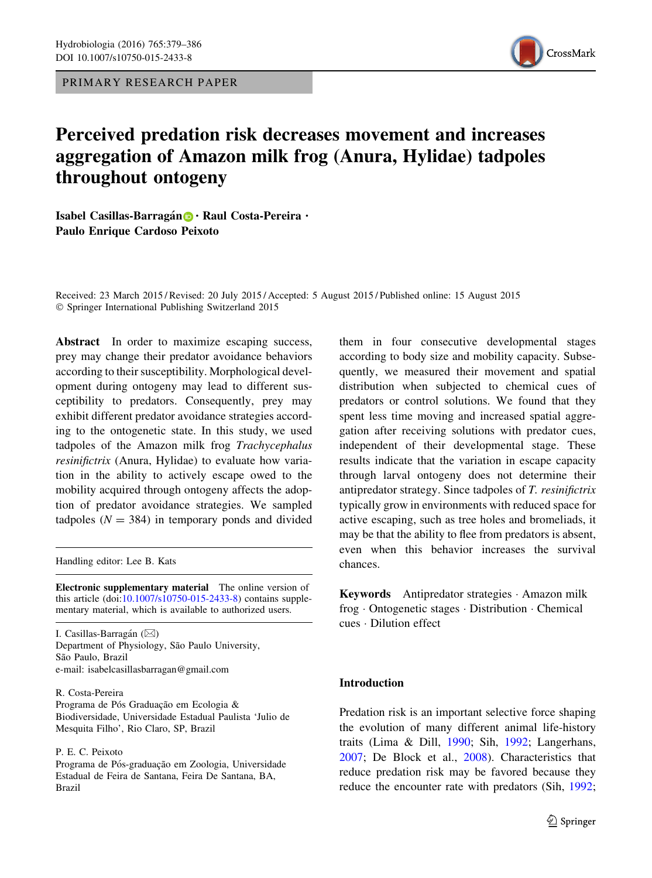PRIMARY RESEARCH PAPER

# Perceived predation risk decreases movement and increases aggregation of Amazon milk frog (Anura, Hylidae) tadpoles throughout ontogeny

**Isabel Casillas-Barragán · Raul Costa-Pereira · Paulo Enrique Cardoso Peixoto**

Received: 23 March 2015 / Revised: 20 July 2015 / Accepted: 5 August 2015 / Published online: 15 August 2015
© Springer International Publishing Switzerland 2015

**Abstract** In order to maximize escaping success, prey may change their predator avoidance behaviors according to their susceptibility. Morphological development during ontogeny may lead to different susceptibility to predators. Consequently, prey may exhibit different predator avoidance strategies according to the ontogenetic state. In this study, we used tadpoles of the Amazon milk frog *Trachycephalus resinifictrix* (Anura, Hylidae) to evaluate how variation in the ability to actively escape owed to the mobility acquired through ontogeny affects the adoption of predator avoidance strategies. We sampled tadpoles ($N = 384$) in temporary ponds and divided them in four consecutive developmental stages according to body size and mobility capacity. Subsequently, we measured their movement and spatial distribution when subjected to chemical cues of predators or control solutions. We found that they spent less time moving and increased spatial aggregation after receiving solutions with predator cues, independent of their developmental stage. These results indicate that the variation in escape capacity through larval ontogeny does not determine their antipredator strategy. Since tadpoles of *T. resinifictrix* typically grow in environments with reduced space for active escaping, such as tree holes and bromeliads, it may be that the ability to flee from predators is absent, even when this behavior increases the survival chances.

**Keywords** Antipredator strategies · Amazon milk frog · Ontogenetic stages · Distribution · Chemical cues · Dilution effect

Handling editor: Lee B. Kats

**Electronic supplementary material** The online version of this article (doi:10.1007/s10750-015-2433-8) contains supplementary material, which is available to authorized users.

I. Casillas-Barragán (✉)
Department of Physiology, São Paulo University, São Paulo, Brazil
e-mail: isabelcasillasbarragan@gmail.com

R. Costa-Pereira
Programa de Pós Graduação em Ecologia & Biodiversidade, Universidade Estadual Paulista 'Julio de Mesquita Filho', Rio Claro, SP, Brazil

P. E. C. Peixoto
Programa de Pós-graduação em Zoologia, Universidade Estadual de Feira de Santana, Feira De Santana, BA, Brazil

## Introduction

Predation risk is an important selective force shaping the evolution of many different animal life-history traits (Lima & Dill, 1990; Sih, 1992; Langerhans, 2007; De Block et al., 2008). Characteristics that reduce predation risk may be favored because they reduce the encounter rate with predators (Sih, 1992;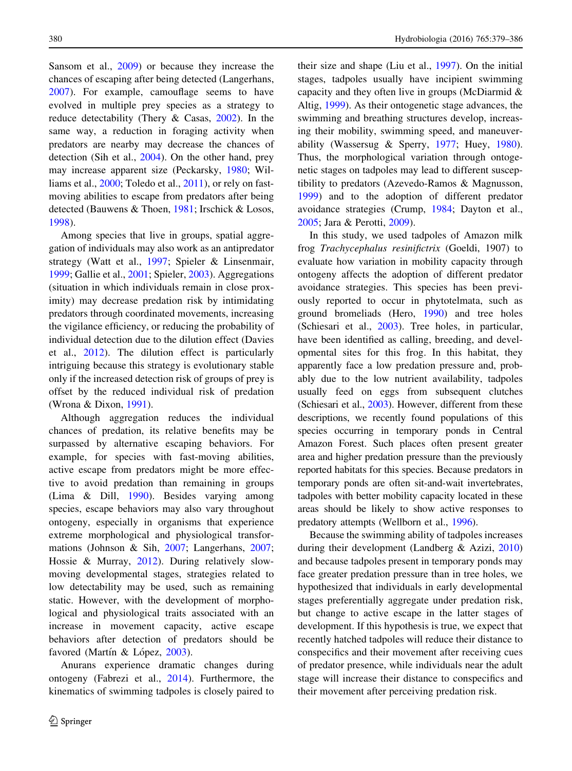Sansom et al., 2009) or because they increase the chances of escaping after being detected (Langerhans, 2007). For example, camouflage seems to have evolved in multiple prey species as a strategy to reduce detectability (Thery & Casas, 2002). In the same way, a reduction in foraging activity when predators are nearby may decrease the chances of detection (Sih et al., 2004). On the other hand, prey may increase apparent size (Peckarsky, 1980; Williams et al., 2000; Toledo et al., 2011), or rely on fast-moving abilities to escape from predators after being detected (Bauwens & Thoen, 1981; Irschick & Losos, 1998).

Among species that live in groups, spatial aggregation of individuals may also work as an antipredator strategy (Watt et al., 1997; Spieler & Linsenmair, 1999; Gallie et al., 2001; Spieler, 2003). Aggregations (situation in which individuals remain in close proximity) may decrease predation risk by intimidating predators through coordinated movements, increasing the vigilance efficiency, or reducing the probability of individual detection due to the dilution effect (Davies et al., 2012). The dilution effect is particularly intriguing because this strategy is evolutionary stable only if the increased detection risk of groups of prey is offset by the reduced individual risk of predation (Wrona & Dixon, 1991).

Although aggregation reduces the individual chances of predation, its relative benefits may be surpassed by alternative escaping behaviors. For example, for species with fast-moving abilities, active escape from predators might be more effective to avoid predation than remaining in groups (Lima & Dill, 1990). Besides varying among species, escape behaviors may also vary throughout ontogeny, especially in organisms that experience extreme morphological and physiological transformations (Johnson & Sih, 2007; Langerhans, 2007; Hossie & Murray, 2012). During relatively slow-moving developmental stages, strategies related to low detectability may be used, such as remaining static. However, with the development of morphological and physiological traits associated with an increase in movement capacity, active escape behaviors after detection of predators should be favored (Martín & López, 2003).

Anurans experience dramatic changes during ontogeny (Fabrezi et al., 2014). Furthermore, the kinematics of swimming tadpoles is closely paired to their size and shape (Liu et al., 1997). On the initial stages, tadpoles usually have incipient swimming capacity and they often live in groups (McDiarmid & Altig, 1999). As their ontogenetic stage advances, the swimming and breathing structures develop, increasing their mobility, swimming speed, and maneuverability (Wassersug & Sperry, 1977; Huey, 1980). Thus, the morphological variation through ontogenetic stages on tadpoles may lead to different susceptibility to predators (Azevedo-Ramos & Magnusson, 1999) and to the adoption of different predator avoidance strategies (Crump, 1984; Dayton et al., 2005; Jara & Perotti, 2009).

In this study, we used tadpoles of Amazon milk frog *Trachycephalus resinifictrix* (Goeldi, 1907) to evaluate how variation in mobility capacity through ontogeny affects the adoption of different predator avoidance strategies. This species has been previously reported to occur in phytotelmata, such as ground bromeliads (Hero, 1990) and tree holes (Schiesari et al., 2003). Tree holes, in particular, have been identified as calling, breeding, and developmental sites for this frog. In this habitat, they apparently face a low predation pressure and, probably due to the low nutrient availability, tadpoles usually feed on eggs from subsequent clutches (Schiesari et al., 2003). However, different from these descriptions, we recently found populations of this species occurring in temporary ponds in Central Amazon Forest. Such places often present greater area and higher predation pressure than the previously reported habitats for this species. Because predators in temporary ponds are often sit-and-wait invertebrates, tadpoles with better mobility capacity located in these areas should be likely to show active responses to predatory attempts (Wellborn et al., 1996).

Because the swimming ability of tadpoles increases during their development (Landberg & Azizi, 2010) and because tadpoles present in temporary ponds may face greater predation pressure than in tree holes, we hypothesized that individuals in early developmental stages preferentially aggregate under predation risk, but change to active escape in the latter stages of development. If this hypothesis is true, we expect that recently hatched tadpoles will reduce their distance to conspecifics and their movement after receiving cues of predator presence, while individuals near the adult stage will increase their distance to conspecifics and their movement after perceiving predation risk.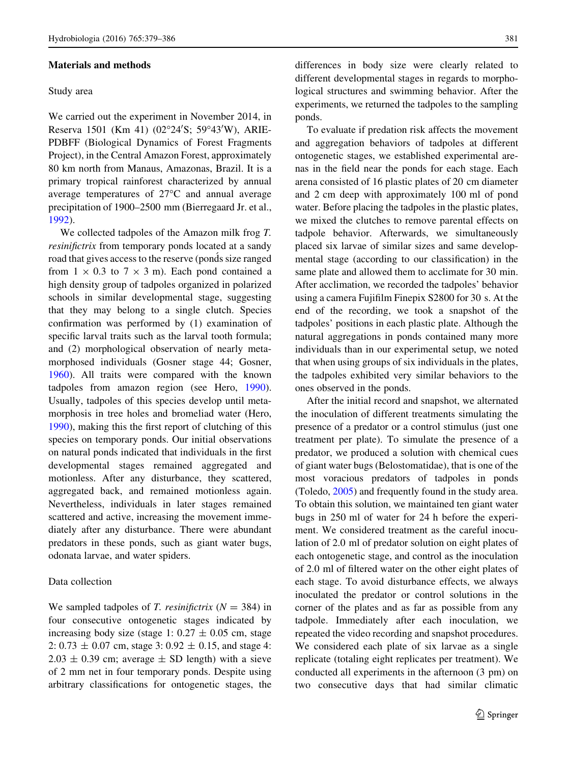## Materials and methods

### Study area

We carried out the experiment in November 2014, in Reserva 1501 (Km 41) (02°24′S; 59°43′W), ARIE-PDBFF (Biological Dynamics of Forest Fragments Project), in the Central Amazon Forest, approximately 80 km north from Manaus, Amazonas, Brazil. It is a primary tropical rainforest characterized by annual average temperatures of 27°C and annual average precipitation of 1900–2500 mm (Bierregaard Jr. et al., 1992).

We collected tadpoles of the Amazon milk frog *T. resinifictrix* from temporary ponds located at a sandy road that gives access to the reserve (pond́s size ranged from $1 \times 0.3$ to $7 \times 3$ m). Each pond contained a high density group of tadpoles organized in polarized schools in similar developmental stage, suggesting that they may belong to a single clutch. Species confirmation was performed by (1) examination of specific larval traits such as the larval tooth formula; and (2) morphological observation of nearly metamorphosed individuals (Gosner stage 44; Gosner, 1960). All traits were compared with the known tadpoles from amazon region (see Hero, 1990). Usually, tadpoles of this species develop until metamorphosis in tree holes and bromeliad water (Hero, 1990), making this the first report of clutching of this species on temporary ponds. Our initial observations on natural ponds indicated that individuals in the first developmental stages remained aggregated and motionless. After any disturbance, they scattered, aggregated back, and remained motionless again. Nevertheless, individuals in later stages remained scattered and active, increasing the movement immediately after any disturbance. There were abundant predators in these ponds, such as giant water bugs, odonata larvae, and water spiders.

### Data collection

We sampled tadpoles of *T. resinifictrix* ($N = 384$) in four consecutive ontogenetic stages indicated by increasing body size (stage 1: $0.27 \pm 0.05$ cm, stage 2: $0.73 \pm 0.07$ cm, stage 3: $0.92 \pm 0.15$, and stage 4: $2.03 \pm 0.39$ cm; average $\pm$ SD length) with a sieve of 2 mm net in four temporary ponds. Despite using arbitrary classifications for ontogenetic stages, the differences in body size were clearly related to different developmental stages in regards to morphological structures and swimming behavior. After the experiments, we returned the tadpoles to the sampling ponds.

To evaluate if predation risk affects the movement and aggregation behaviors of tadpoles at different ontogenetic stages, we established experimental arenas in the field near the ponds for each stage. Each arena consisted of 16 plastic plates of 20 cm diameter and 2 cm deep with approximately 100 ml of pond water. Before placing the tadpoles in the plastic plates, we mixed the clutches to remove parental effects on tadpole behavior. Afterwards, we simultaneously placed six larvae of similar sizes and same developmental stage (according to our classification) in the same plate and allowed them to acclimate for 30 min. After acclimation, we recorded the tadpoles' behavior using a camera Fujifilm Finepix S2800 for 30 s. At the end of the recording, we took a snapshot of the tadpoles' positions in each plastic plate. Although the natural aggregations in ponds contained many more individuals than in our experimental setup, we noted that when using groups of six individuals in the plates, the tadpoles exhibited very similar behaviors to the ones observed in the ponds.

After the initial record and snapshot, we alternated the inoculation of different treatments simulating the presence of a predator or a control stimulus (just one treatment per plate). To simulate the presence of a predator, we produced a solution with chemical cues of giant water bugs (Belostomatidae), that is one of the most voracious predators of tadpoles in ponds (Toledo, 2005) and frequently found in the study area. To obtain this solution, we maintained ten giant water bugs in 250 ml of water for 24 h before the experiment. We considered treatment as the careful inoculation of 2.0 ml of predator solution on eight plates of each ontogenetic stage, and control as the inoculation of 2.0 ml of filtered water on the other eight plates of each stage. To avoid disturbance effects, we always inoculated the predator or control solutions in the corner of the plates and as far as possible from any tadpole. Immediately after each inoculation, we repeated the video recording and snapshot procedures. We considered each plate of six larvae as a single replicate (totaling eight replicates per treatment). We conducted all experiments in the afternoon (3 pm) on two consecutive days that had similar climatic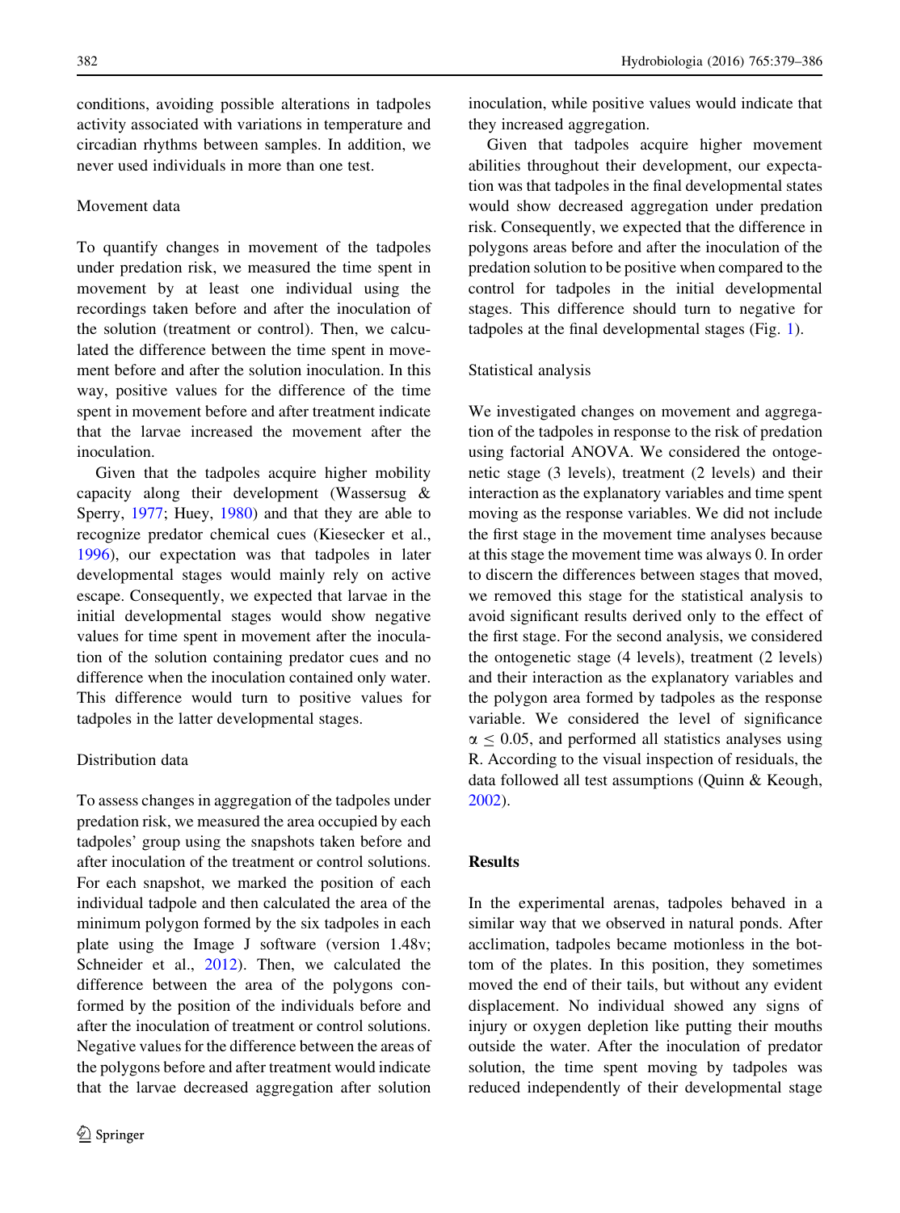conditions, avoiding possible alterations in tadpoles activity associated with variations in temperature and circadian rhythms between samples. In addition, we never used individuals in more than one test.

### Movement data

To quantify changes in movement of the tadpoles under predation risk, we measured the time spent in movement by at least one individual using the recordings taken before and after the inoculation of the solution (treatment or control). Then, we calculated the difference between the time spent in movement before and after the solution inoculation. In this way, positive values for the difference of the time spent in movement before and after treatment indicate that the larvae increased the movement after the inoculation.

Given that the tadpoles acquire higher mobility capacity along their development (Wassersug & Sperry, 1977; Huey, 1980) and that they are able to recognize predator chemical cues (Kiesecker et al., 1996), our expectation was that tadpoles in later developmental stages would mainly rely on active escape. Consequently, we expected that larvae in the initial developmental stages would show negative values for time spent in movement after the inoculation of the solution containing predator cues and no difference when the inoculation contained only water. This difference would turn to positive values for tadpoles in the latter developmental stages.

### Distribution data

To assess changes in aggregation of the tadpoles under predation risk, we measured the area occupied by each tadpoles' group using the snapshots taken before and after inoculation of the treatment or control solutions. For each snapshot, we marked the position of each individual tadpole and then calculated the area of the minimum polygon formed by the six tadpoles in each plate using the Image J software (version 1.48v; Schneider et al., 2012). Then, we calculated the difference between the area of the polygons conformed by the position of the individuals before and after the inoculation of treatment or control solutions. Negative values for the difference between the areas of the polygons before and after treatment would indicate that the larvae decreased aggregation after solution inoculation, while positive values would indicate that they increased aggregation.

Given that tadpoles acquire higher movement abilities throughout their development, our expectation was that tadpoles in the final developmental states would show decreased aggregation under predation risk. Consequently, we expected that the difference in polygons areas before and after the inoculation of the predation solution to be positive when compared to the control for tadpoles in the initial developmental stages. This difference should turn to negative for tadpoles at the final developmental stages (Fig. 1).

### Statistical analysis

We investigated changes on movement and aggregation of the tadpoles in response to the risk of predation using factorial ANOVA. We considered the ontogenetic stage (3 levels), treatment (2 levels) and their interaction as the explanatory variables and time spent moving as the response variables. We did not include the first stage in the movement time analyses because at this stage the movement time was always 0. In order to discern the differences between stages that moved, we removed this stage for the statistical analysis to avoid significant results derived only to the effect of the first stage. For the second analysis, we considered the ontogenetic stage (4 levels), treatment (2 levels) and their interaction as the explanatory variables and the polygon area formed by tadpoles as the response variable. We considered the level of significance $\alpha \leq 0.05$, and performed all statistics analyses using R. According to the visual inspection of residuals, the data followed all test assumptions (Quinn & Keough, 2002).

## Results

In the experimental arenas, tadpoles behaved in a similar way that we observed in natural ponds. After acclimation, tadpoles became motionless in the bottom of the plates. In this position, they sometimes moved the end of their tails, but without any evident displacement. No individual showed any signs of injury or oxygen depletion like putting their mouths outside the water. After the inoculation of predator solution, the time spent moving by tadpoles was reduced independently of their developmental stage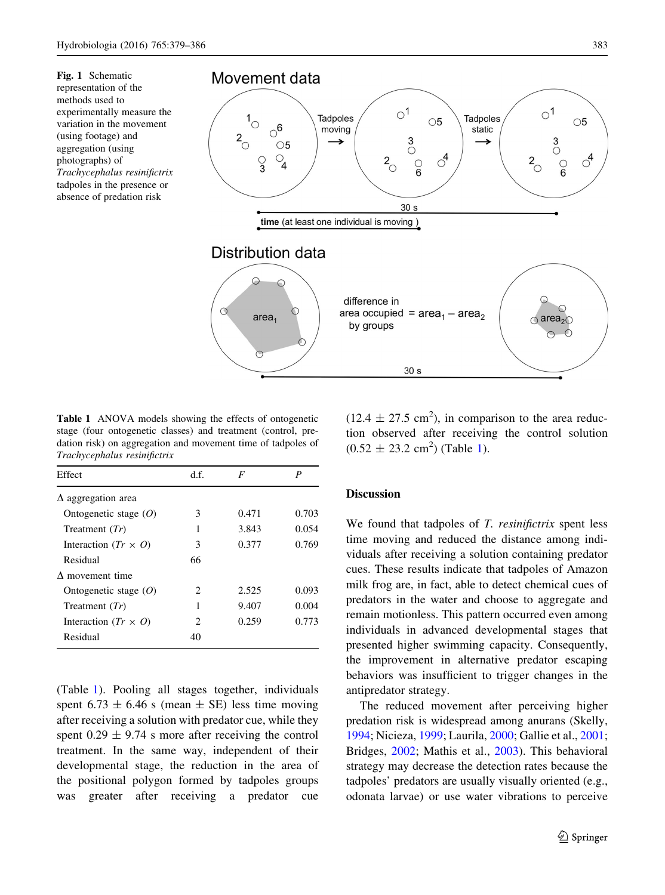**Fig. 1** Schematic representation of the methods used to experimentally measure the variation in the movement (using footage) and aggregation (using photographs) of *Trachycephalus resinifictrix* tadpoles in the presence or absence of predation risk

**Table 1** ANOVA models showing the effects of ontogenetic stage (four ontogenetic classes) and treatment (control, predation risk) on aggregation and movement time of tadpoles of *Trachycephalus resinifictrix*

| Effect | d.f. | *F* | *P* |
|---|---|---|---|
| Δ aggregation area | | | |
| Ontogenetic stage (*O*) | 3 | 0.471 | 0.703 |
| Treatment (*Tr*) | 1 | 3.843 | 0.054 |
| Interaction (*Tr* × *O*) | 3 | 0.377 | 0.769 |
| Residual | 66 | | |
| Δ movement time | | | |
| Ontogenetic stage (*O*) | 2 | 2.525 | 0.093 |
| Treatment (*Tr*) | 1 | 9.407 | 0.004 |
| Interaction (*Tr* × *O*) | 2 | 0.259 | 0.773 |
| Residual | 40 | | |

(Table 1). Pooling all stages together, individuals spent 6.73 ± 6.46 s (mean ± SE) less time moving after receiving a solution with predator cue, while they spent 0.29 ± 9.74 s more after receiving the control treatment. In the same way, independent of their developmental stage, the reduction in the area of the positional polygon formed by tadpoles groups was greater after receiving a predator cue (12.4 ± 27.5 $cm^2$), in comparison to the area reduction observed after receiving the control solution (0.52 ± 23.2 $cm^2$) (Table 1).

## Discussion

We found that tadpoles of *T. resinifictrix* spent less time moving and reduced the distance among individuals after receiving a solution containing predator cues. These results indicate that tadpoles of Amazon milk frog are, in fact, able to detect chemical cues of predators in the water and choose to aggregate and remain motionless. This pattern occurred even among individuals in advanced developmental stages that presented higher swimming capacity. Consequently, the improvement in alternative predator escaping behaviors was insufficient to trigger changes in the antipredator strategy.

The reduced movement after perceiving higher predation risk is widespread among anurans (Skelly, 1994; Nicieza, 1999; Laurila, 2000; Gallie et al., 2001; Bridges, 2002; Mathis et al., 2003). This behavioral strategy may decrease the detection rates because the tadpoles' predators are usually visually oriented (e.g., odonata larvae) or use water vibrations to perceive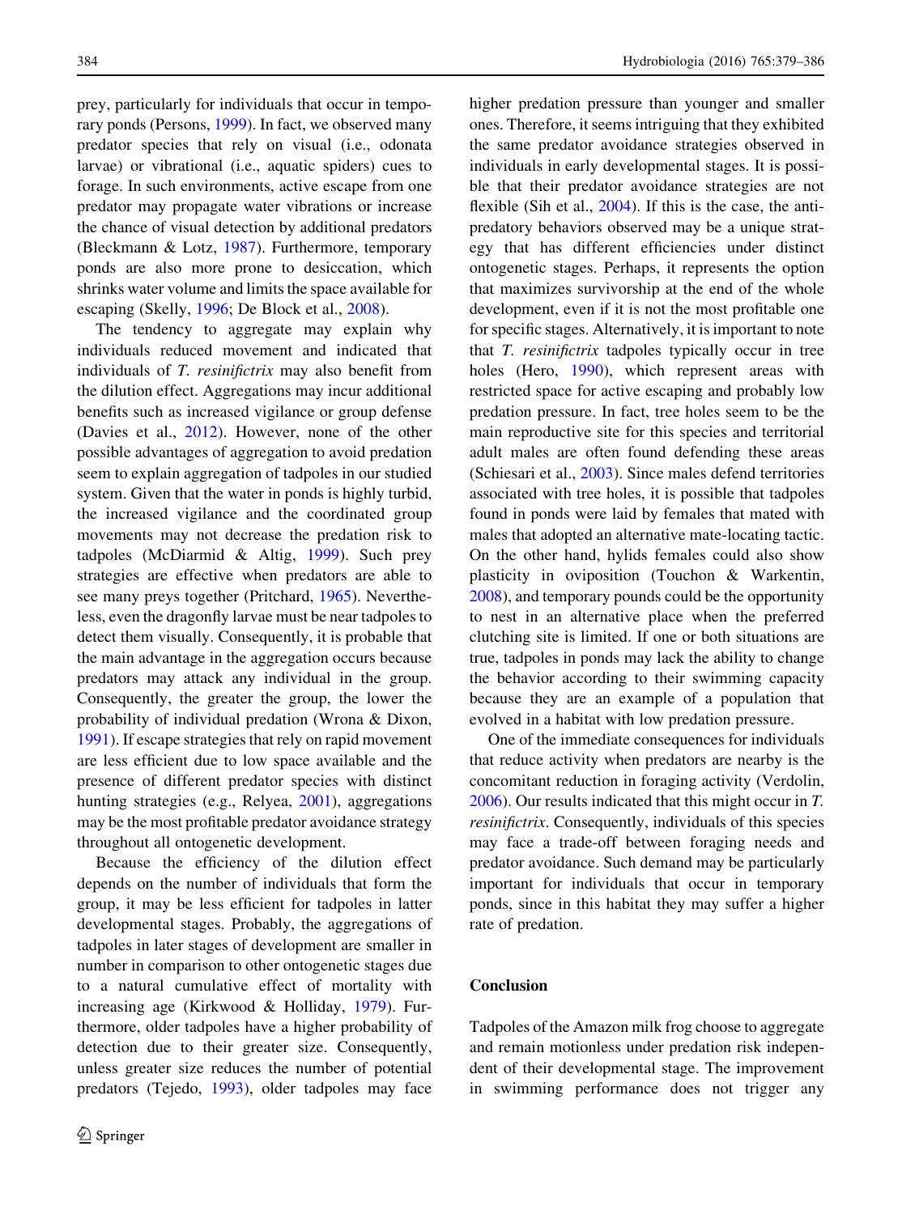prey, particularly for individuals that occur in temporary ponds (Persons, 1999). In fact, we observed many predator species that rely on visual (i.e., odonata larvae) or vibrational (i.e., aquatic spiders) cues to forage. In such environments, active escape from one predator may propagate water vibrations or increase the chance of visual detection by additional predators (Bleckmann & Lotz, 1987). Furthermore, temporary ponds are also more prone to desiccation, which shrinks water volume and limits the space available for escaping (Skelly, 1996; De Block et al., 2008).

The tendency to aggregate may explain why individuals reduced movement and indicated that individuals of *T. resinifictrix* may also benefit from the dilution effect. Aggregations may incur additional benefits such as increased vigilance or group defense (Davies et al., 2012). However, none of the other possible advantages of aggregation to avoid predation seem to explain aggregation of tadpoles in our studied system. Given that the water in ponds is highly turbid, the increased vigilance and the coordinated group movements may not decrease the predation risk to tadpoles (McDiarmid & Altig, 1999). Such prey strategies are effective when predators are able to see many preys together (Pritchard, 1965). Nevertheless, even the dragonfly larvae must be near tadpoles to detect them visually. Consequently, it is probable that the main advantage in the aggregation occurs because predators may attack any individual in the group. Consequently, the greater the group, the lower the probability of individual predation (Wrona & Dixon, 1991). If escape strategies that rely on rapid movement are less efficient due to low space available and the presence of different predator species with distinct hunting strategies (e.g., Relyea, 2001), aggregations may be the most profitable predator avoidance strategy throughout all ontogenetic development.

Because the efficiency of the dilution effect depends on the number of individuals that form the group, it may be less efficient for tadpoles in latter developmental stages. Probably, the aggregations of tadpoles in later stages of development are smaller in number in comparison to other ontogenetic stages due to a natural cumulative effect of mortality with increasing age (Kirkwood & Holliday, 1979). Furthermore, older tadpoles have a higher probability of detection due to their greater size. Consequently, unless greater size reduces the number of potential predators (Tejedo, 1993), older tadpoles may face higher predation pressure than younger and smaller ones. Therefore, it seems intriguing that they exhibited the same predator avoidance strategies observed in individuals in early developmental stages. It is possible that their predator avoidance strategies are not flexible (Sih et al., 2004). If this is the case, the anti-predatory behaviors observed may be a unique strategy that has different efficiencies under distinct ontogenetic stages. Perhaps, it represents the option that maximizes survivorship at the end of the whole development, even if it is not the most profitable one for specific stages. Alternatively, it is important to note that *T. resinifictrix* tadpoles typically occur in tree holes (Hero, 1990), which represent areas with restricted space for active escaping and probably low predation pressure. In fact, tree holes seem to be the main reproductive site for this species and territorial adult males are often found defending these areas (Schiesari et al., 2003). Since males defend territories associated with tree holes, it is possible that tadpoles found in ponds were laid by females that mated with males that adopted an alternative mate-locating tactic. On the other hand, hylids females could also show plasticity in oviposition (Touchon & Warkentin, 2008), and temporary pounds could be the opportunity to nest in an alternative place when the preferred clutching site is limited. If one or both situations are true, tadpoles in ponds may lack the ability to change the behavior according to their swimming capacity because they are an example of a population that evolved in a habitat with low predation pressure.

One of the immediate consequences for individuals that reduce activity when predators are nearby is the concomitant reduction in foraging activity (Verdolin, 2006). Our results indicated that this might occur in *T. resinifictrix*. Consequently, individuals of this species may face a trade-off between foraging needs and predator avoidance. Such demand may be particularly important for individuals that occur in temporary ponds, since in this habitat they may suffer a higher rate of predation.

## Conclusion

Tadpoles of the Amazon milk frog choose to aggregate and remain motionless under predation risk independent of their developmental stage. The improvement in swimming performance does not trigger any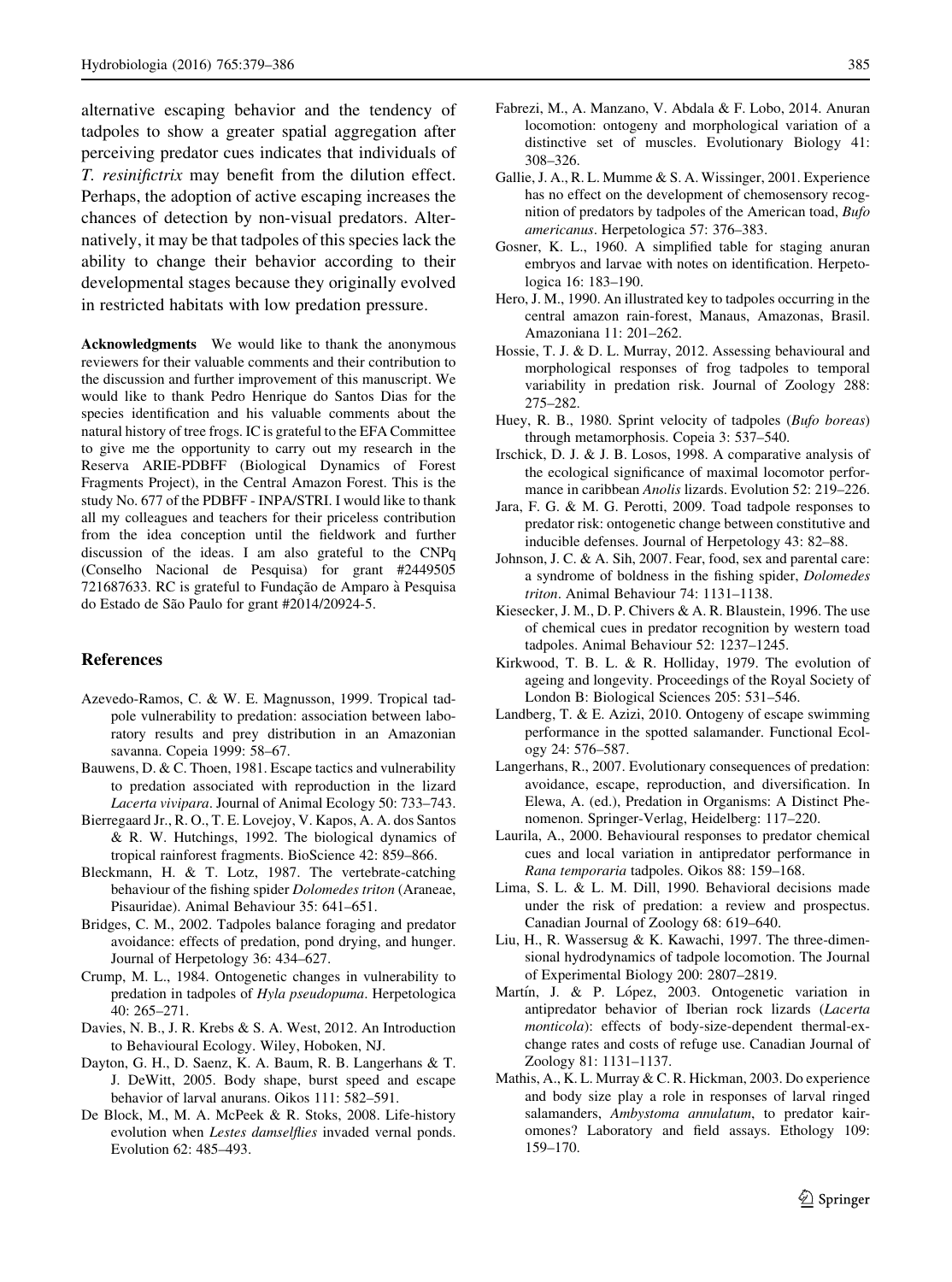alternative escaping behavior and the tendency of tadpoles to show a greater spatial aggregation after perceiving predator cues indicates that individuals of *T. resinifictrix* may benefit from the dilution effect. Perhaps, the adoption of active escaping increases the chances of detection by non-visual predators. Alternatively, it may be that tadpoles of this species lack the ability to change their behavior according to their developmental stages because they originally evolved in restricted habitats with low predation pressure.

**Acknowledgments** We would like to thank the anonymous reviewers for their valuable comments and their contribution to the discussion and further improvement of this manuscript. We would like to thank Pedro Henrique do Santos Dias for the species identification and his valuable comments about the natural history of tree frogs. IC is grateful to the EFA Committee to give me the opportunity to carry out my research in the Reserva ARIE-PDBFF (Biological Dynamics of Forest Fragments Project), in the Central Amazon Forest. This is the study No. 677 of the PDBFF - INPA/STRI. I would like to thank all my colleagues and teachers for their priceless contribution from the idea conception until the fieldwork and further discussion of the ideas. I am also grateful to the CNPq (Conselho Nacional de Pesquisa) for grant #2449505 721687633. RC is grateful to Fundação de Amparo à Pesquisa do Estado de São Paulo for grant #2014/20924-5.

## References

Azevedo-Ramos, C. & W. E. Magnusson, 1999. Tropical tadpole vulnerability to predation: association between laboratory results and prey distribution in an Amazonian savanna. Copeia 1999: 58–67.

Bauwens, D. & C. Thoen, 1981. Escape tactics and vulnerability to predation associated with reproduction in the lizard *Lacerta vivipara*. Journal of Animal Ecology 50: 733–743.

Bierregaard Jr., R. O., T. E. Lovejoy, V. Kapos, A. A. dos Santos & R. W. Hutchings, 1992. The biological dynamics of tropical rainforest fragments. BioScience 42: 859–866.

Bleckmann, H. & T. Lotz, 1987. The vertebrate-catching behaviour of the fishing spider *Dolomedes triton* (Araneae, Pisauridae). Animal Behaviour 35: 641–651.

Bridges, C. M., 2002. Tadpoles balance foraging and predator avoidance: effects of predation, pond drying, and hunger. Journal of Herpetology 36: 434–627.

Crump, M. L., 1984. Ontogenetic changes in vulnerability to predation in tadpoles of *Hyla pseudopuma*. Herpetologica 40: 265–271.

Davies, N. B., J. R. Krebs & S. A. West, 2012. An Introduction to Behavioural Ecology. Wiley, Hoboken, NJ.

Dayton, G. H., D. Saenz, K. A. Baum, R. B. Langerhans & T. J. DeWitt, 2005. Body shape, burst speed and escape behavior of larval anurans. Oikos 111: 582–591.

De Block, M., M. A. McPeek & R. Stoks, 2008. Life-history evolution when *Lestes damselflies* invaded vernal ponds. Evolution 62: 485–493.

Fabrezi, M., A. Manzano, V. Abdala & F. Lobo, 2014. Anuran locomotion: ontogeny and morphological variation of a distinctive set of muscles. Evolutionary Biology 41: 308–326.

Gallie, J. A., R. L. Mumme & S. A. Wissinger, 2001. Experience has no effect on the development of chemosensory recognition of predators by tadpoles of the American toad, *Bufo americanus*. Herpetologica 57: 376–383.

Gosner, K. L., 1960. A simplified table for staging anuran embryos and larvae with notes on identification. Herpetologica 16: 183–190.

Hero, J. M., 1990. An illustrated key to tadpoles occurring in the central amazon rain-forest, Manaus, Amazonas, Brasil. Amazoniana 11: 201–262.

Hossie, T. J. & D. L. Murray, 2012. Assessing behavioural and morphological responses of frog tadpoles to temporal variability in predation risk. Journal of Zoology 288: 275–282.

Huey, R. B., 1980. Sprint velocity of tadpoles (*Bufo boreas*) through metamorphosis. Copeia 3: 537–540.

Irschick, D. J. & J. B. Losos, 1998. A comparative analysis of the ecological significance of maximal locomotor performance in caribbean *Anolis* lizards. Evolution 52: 219–226.

Jara, F. G. & M. G. Perotti, 2009. Toad tadpole responses to predator risk: ontogenetic change between constitutive and inducible defenses. Journal of Herpetology 43: 82–88.

Johnson, J. C. & A. Sih, 2007. Fear, food, sex and parental care: a syndrome of boldness in the fishing spider, *Dolomedes triton*. Animal Behaviour 74: 1131–1138.

Kiesecker, J. M., D. P. Chivers & A. R. Blaustein, 1996. The use of chemical cues in predator recognition by western toad tadpoles. Animal Behaviour 52: 1237–1245.

Kirkwood, T. B. L. & R. Holliday, 1979. The evolution of ageing and longevity. Proceedings of the Royal Society of London B: Biological Sciences 205: 531–546.

Landberg, T. & E. Azizi, 2010. Ontogeny of escape swimming performance in the spotted salamander. Functional Ecology 24: 576–587.

Langerhans, R., 2007. Evolutionary consequences of predation: avoidance, escape, reproduction, and diversification. In Elewa, A. (ed.), Predation in Organisms: A Distinct Phenomenon. Springer-Verlag, Heidelberg: 117–220.

Laurila, A., 2000. Behavioural responses to predator chemical cues and local variation in antipredator performance in *Rana temporaria* tadpoles. Oikos 88: 159–168.

Lima, S. L. & L. M. Dill, 1990. Behavioral decisions made under the risk of predation: a review and prospectus. Canadian Journal of Zoology 68: 619–640.

Liu, H., R. Wassersug & K. Kawachi, 1997. The three-dimensional hydrodynamics of tadpole locomotion. The Journal of Experimental Biology 200: 2807–2819.

Martín, J. & P. López, 2003. Ontogenetic variation in antipredator behavior of Iberian rock lizards (*Lacerta monticola*): effects of body-size-dependent thermal-exchange rates and costs of refuge use. Canadian Journal of Zoology 81: 1131–1137.

Mathis, A., K. L. Murray & C. R. Hickman, 2003. Do experience and body size play a role in responses of larval ringed salamanders, *Ambystoma annulatum*, to predator kairomones? Laboratory and field assays. Ethology 109: 159–170.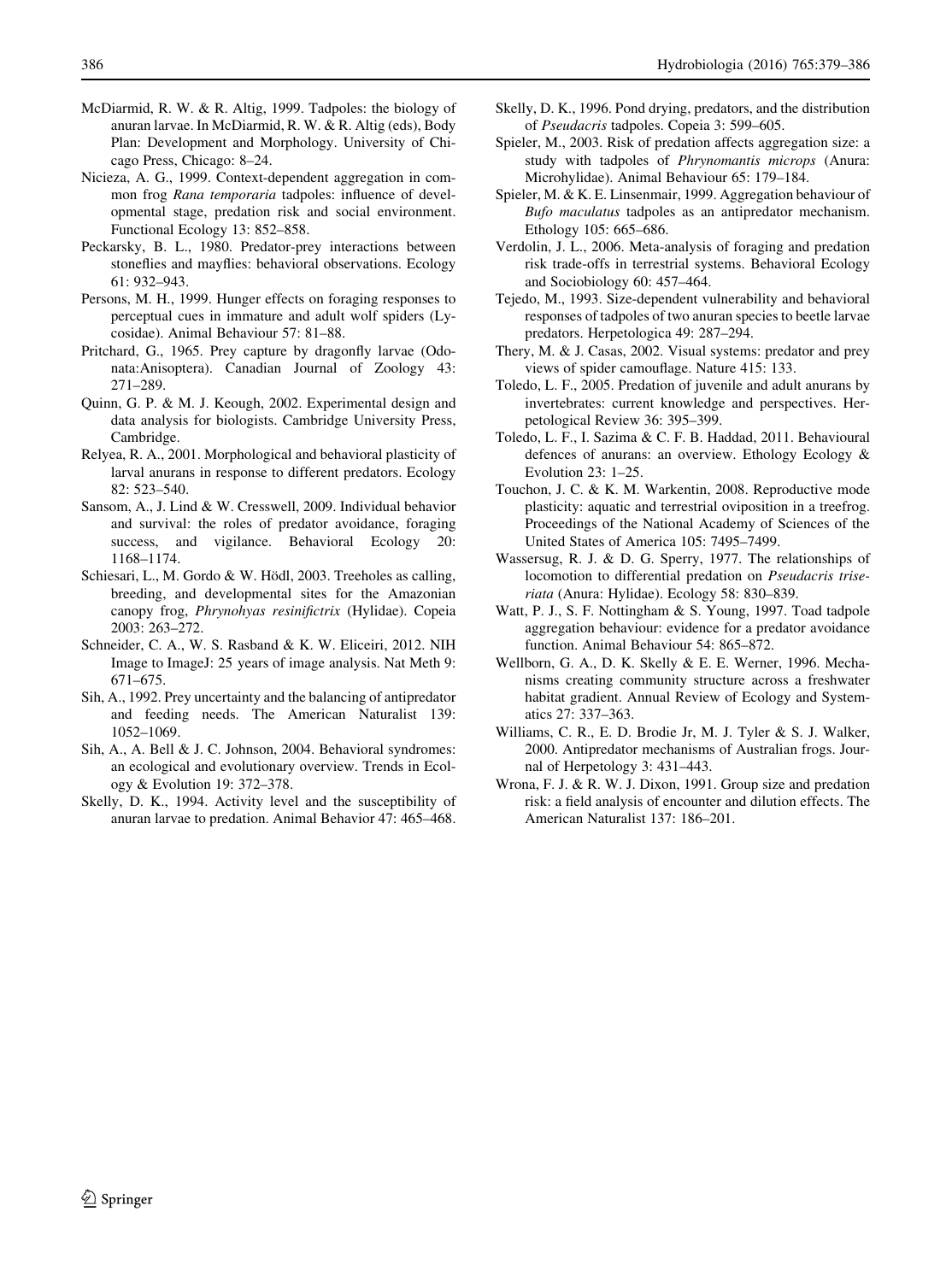McDiarmid, R. W. & R. Altig, 1999. Tadpoles: the biology of anuran larvae. In McDiarmid, R. W. & R. Altig (eds), Body Plan: Development and Morphology. University of Chicago Press, Chicago: 8–24.

Nicieza, A. G., 1999. Context-dependent aggregation in common frog *Rana temporaria* tadpoles: influence of developmental stage, predation risk and social environment. Functional Ecology 13: 852–858.

Peckarsky, B. L., 1980. Predator-prey interactions between stoneflies and mayflies: behavioral observations. Ecology 61: 932–943.

Persons, M. H., 1999. Hunger effects on foraging responses to perceptual cues in immature and adult wolf spiders (Lycosidae). Animal Behaviour 57: 81–88.

Pritchard, G., 1965. Prey capture by dragonfly larvae (Odonata:Anisoptera). Canadian Journal of Zoology 43: 271–289.

Quinn, G. P. & M. J. Keough, 2002. Experimental design and data analysis for biologists. Cambridge University Press, Cambridge.

Relyea, R. A., 2001. Morphological and behavioral plasticity of larval anurans in response to different predators. Ecology 82: 523–540.

Sansom, A., J. Lind & W. Cresswell, 2009. Individual behavior and survival: the roles of predator avoidance, foraging success, and vigilance. Behavioral Ecology 20: 1168–1174.

Schiesari, L., M. Gordo & W. Hödl, 2003. Treeholes as calling, breeding, and developmental sites for the Amazonian canopy frog, *Phrynohyas resinifictrix* (Hylidae). Copeia 2003: 263–272.

Schneider, C. A., W. S. Rasband & K. W. Eliceiri, 2012. NIH Image to ImageJ: 25 years of image analysis. Nat Meth 9: 671–675.

Sih, A., 1992. Prey uncertainty and the balancing of antipredator and feeding needs. The American Naturalist 139: 1052–1069.

Sih, A., A. Bell & J. C. Johnson, 2004. Behavioral syndromes: an ecological and evolutionary overview. Trends in Ecology & Evolution 19: 372–378.

Skelly, D. K., 1994. Activity level and the susceptibility of anuran larvae to predation. Animal Behavior 47: 465–468.

Skelly, D. K., 1996. Pond drying, predators, and the distribution of *Pseudacris* tadpoles. Copeia 3: 599–605.

Spieler, M., 2003. Risk of predation affects aggregation size: a study with tadpoles of *Phrynomantis microps* (Anura: Microhylidae). Animal Behaviour 65: 179–184.

Spieler, M. & K. E. Linsenmair, 1999. Aggregation behaviour of *Bufo maculatus* tadpoles as an antipredator mechanism. Ethology 105: 665–686.

Verdolin, J. L., 2006. Meta-analysis of foraging and predation risk trade-offs in terrestrial systems. Behavioral Ecology and Sociobiology 60: 457–464.

Tejedo, M., 1993. Size-dependent vulnerability and behavioral responses of tadpoles of two anuran species to beetle larvae predators. Herpetologica 49: 287–294.

Thery, M. & J. Casas, 2002. Visual systems: predator and prey views of spider camouflage. Nature 415: 133.

Toledo, L. F., 2005. Predation of juvenile and adult anurans by invertebrates: current knowledge and perspectives. Herpetological Review 36: 395–399.

Toledo, L. F., I. Sazima & C. F. B. Haddad, 2011. Behavioural defences of anurans: an overview. Ethology Ecology & Evolution 23: 1–25.

Touchon, J. C. & K. M. Warkentin, 2008. Reproductive mode plasticity: aquatic and terrestrial oviposition in a treefrog. Proceedings of the National Academy of Sciences of the United States of America 105: 7495–7499.

Wassersug, R. J. & D. G. Sperry, 1977. The relationships of locomotion to differential predation on *Pseudacris triseriata* (Anura: Hylidae). Ecology 58: 830–839.

Watt, P. J., S. F. Nottingham & S. Young, 1997. Toad tadpole aggregation behaviour: evidence for a predator avoidance function. Animal Behaviour 54: 865–872.

Wellborn, G. A., D. K. Skelly & E. E. Werner, 1996. Mechanisms creating community structure across a freshwater habitat gradient. Annual Review of Ecology and Systematics 27: 337–363.

Williams, C. R., E. D. Brodie Jr, M. J. Tyler & S. J. Walker, 2000. Antipredator mechanisms of Australian frogs. Journal of Herpetology 3: 431–443.

Wrona, F. J. & R. W. J. Dixon, 1991. Group size and predation risk: a field analysis of encounter and dilution effects. The American Naturalist 137: 186–201.